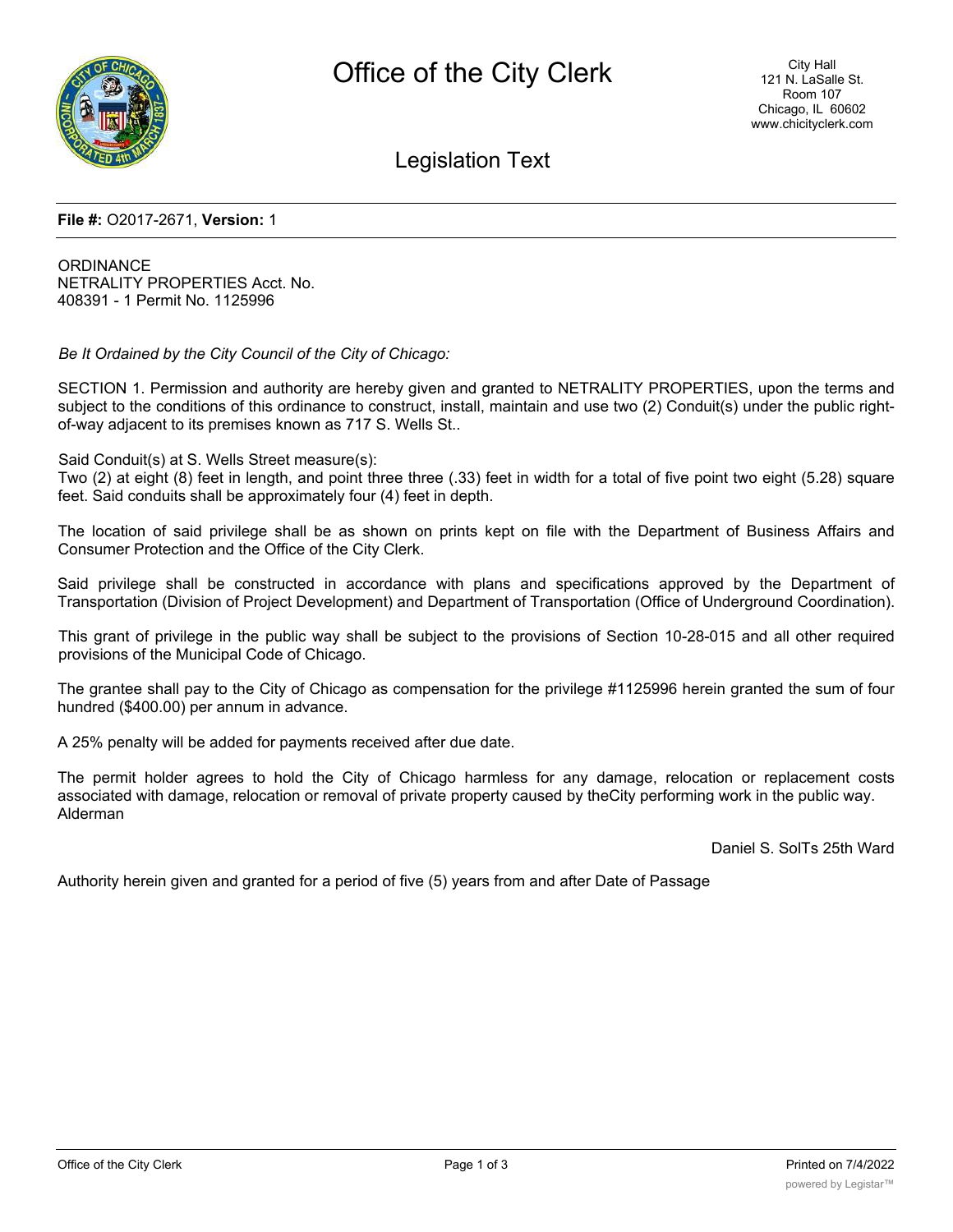# Office of the City Clerk

City Hall
121 N. LaSalle St.
Room 107
Chicago, IL 60602
www.chicityclerk.com

## Legislation Text

**File #:** O2017-2671, **Version:** 1

ORDINANCE
NETRALITY PROPERTIES Acct. No.
408391 - 1 Permit No. 1125996

*Be It Ordained by the City Council of the City of Chicago:*

SECTION 1. Permission and authority are hereby given and granted to NETRALITY PROPERTIES, upon the terms and subject to the conditions of this ordinance to construct, install, maintain and use two (2) Conduit(s) under the public right-of-way adjacent to its premises known as 717 S. Wells St..

Said Conduit(s) at S. Wells Street measure(s):
Two (2) at eight (8) feet in length, and point three three (.33) feet in width for a total of five point two eight (5.28) square feet. Said conduits shall be approximately four (4) feet in depth.

The location of said privilege shall be as shown on prints kept on file with the Department of Business Affairs and Consumer Protection and the Office of the City Clerk.

Said privilege shall be constructed in accordance with plans and specifications approved by the Department of Transportation (Division of Project Development) and Department of Transportation (Office of Underground Coordination).

This grant of privilege in the public way shall be subject to the provisions of Section 10-28-015 and all other required provisions of the Municipal Code of Chicago.

The grantee shall pay to the City of Chicago as compensation for the privilege #1125996 herein granted the sum of four hundred ($400.00) per annum in advance.

A 25% penalty will be added for payments received after due date.

The permit holder agrees to hold the City of Chicago harmless for any damage, relocation or replacement costs associated with damage, relocation or removal of private property caused by theCity performing work in the public way.
Alderman

Daniel S. SolTs 25th Ward

Authority herein given and granted for a period of five (5) years from and after Date of Passage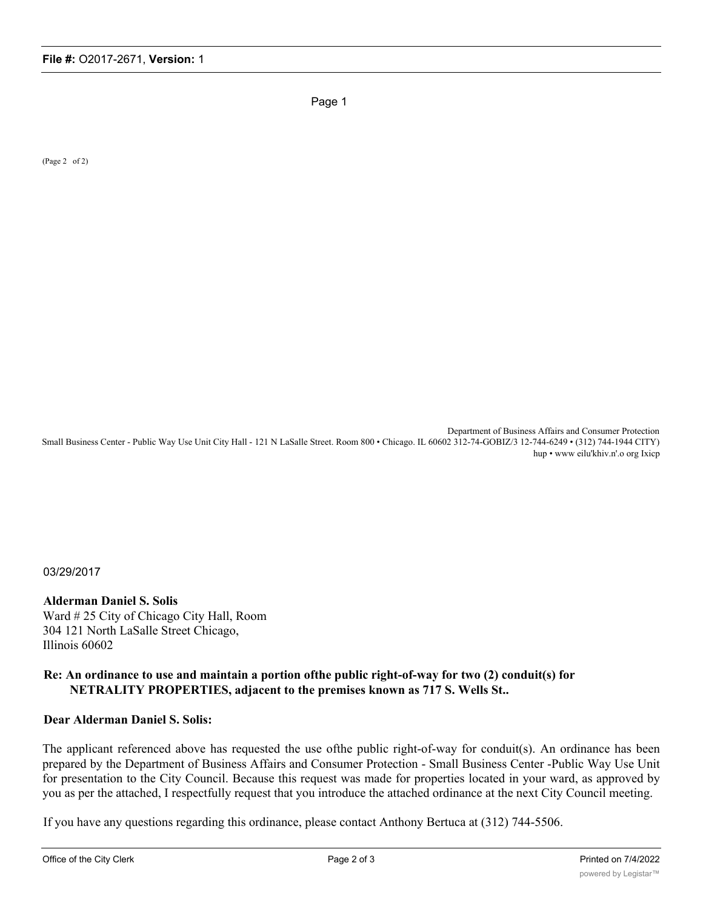Page 1

(Page 2 of 2)

Department of Business Affairs and Consumer Protection
Small Business Center - Public Way Use Unit City Hall - 121 N LaSalle Street. Room 800 • Chicago. IL 60602 312-74-GOBIZ/3 12-744-6249 • (312) 744-1944 CITY)
hup • www eilu'khiv.n'.o org Ixicp

03/29/2017

**Alderman Daniel S. Solis**
Ward # 25 City of Chicago City Hall, Room 304 121 North LaSalle Street Chicago, Illinois 60602

**Re: An ordinance to use and maintain a portion ofthe public right-of-way for two (2) conduit(s) for NETRALITY PROPERTIES, adjacent to the premises known as 717 S. Wells St..**

**Dear Alderman Daniel S. Solis:**

The applicant referenced above has requested the use ofthe public right-of-way for conduit(s). An ordinance has been prepared by the Department of Business Affairs and Consumer Protection - Small Business Center -Public Way Use Unit for presentation to the City Council. Because this request was made for properties located in your ward, as approved by you as per the attached, I respectfully request that you introduce the attached ordinance at the next City Council meeting.

If you have any questions regarding this ordinance, please contact Anthony Bertuca at (312) 744-5506.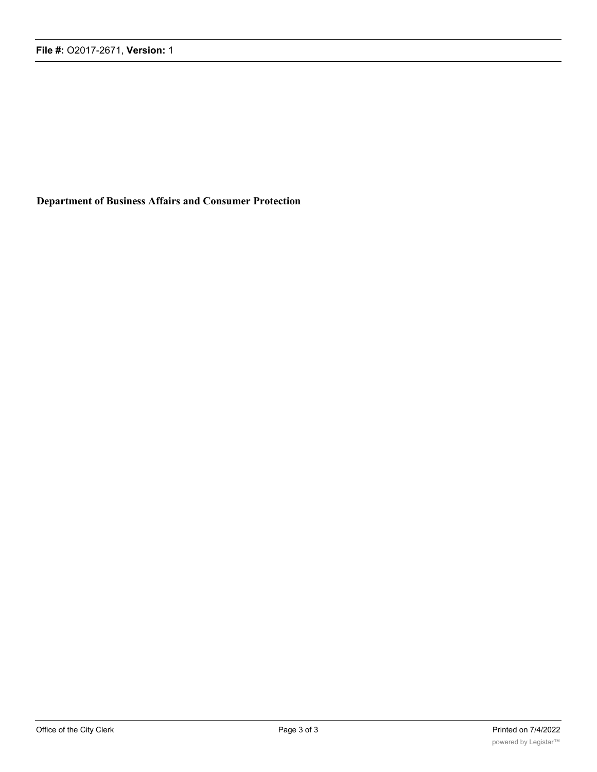**Department of Business Affairs and Consumer Protection**